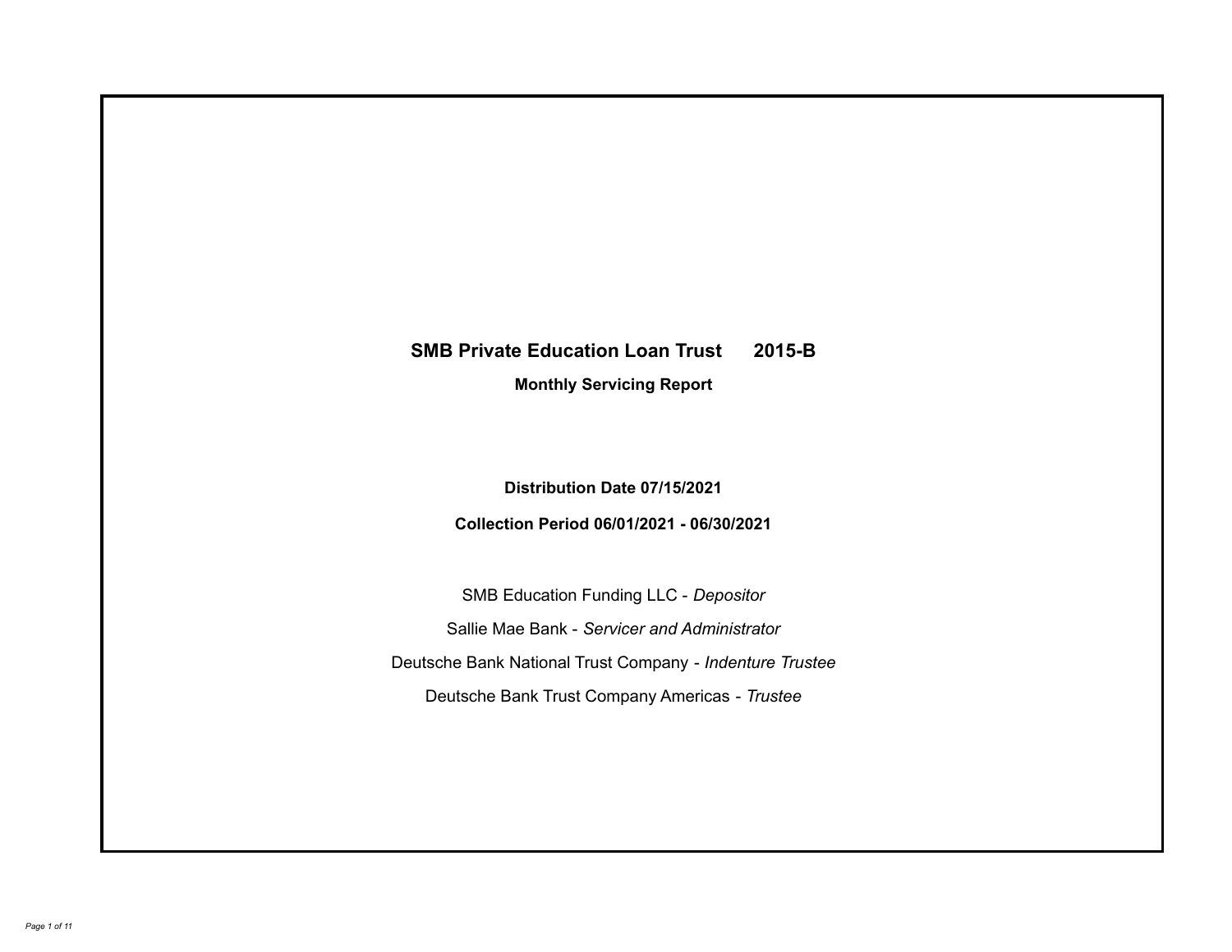# SMB Private Education Loan Trust 2015-B

## Monthly Servicing Report

**Distribution Date 07/15/2021**

**Collection Period 06/01/2021 - 06/30/2021**

SMB Education Funding LLC - *Depositor*

Sallie Mae Bank - *Servicer and Administrator*

Deutsche Bank National Trust Company - *Indenture Trustee*

Deutsche Bank Trust Company Americas - *Trustee*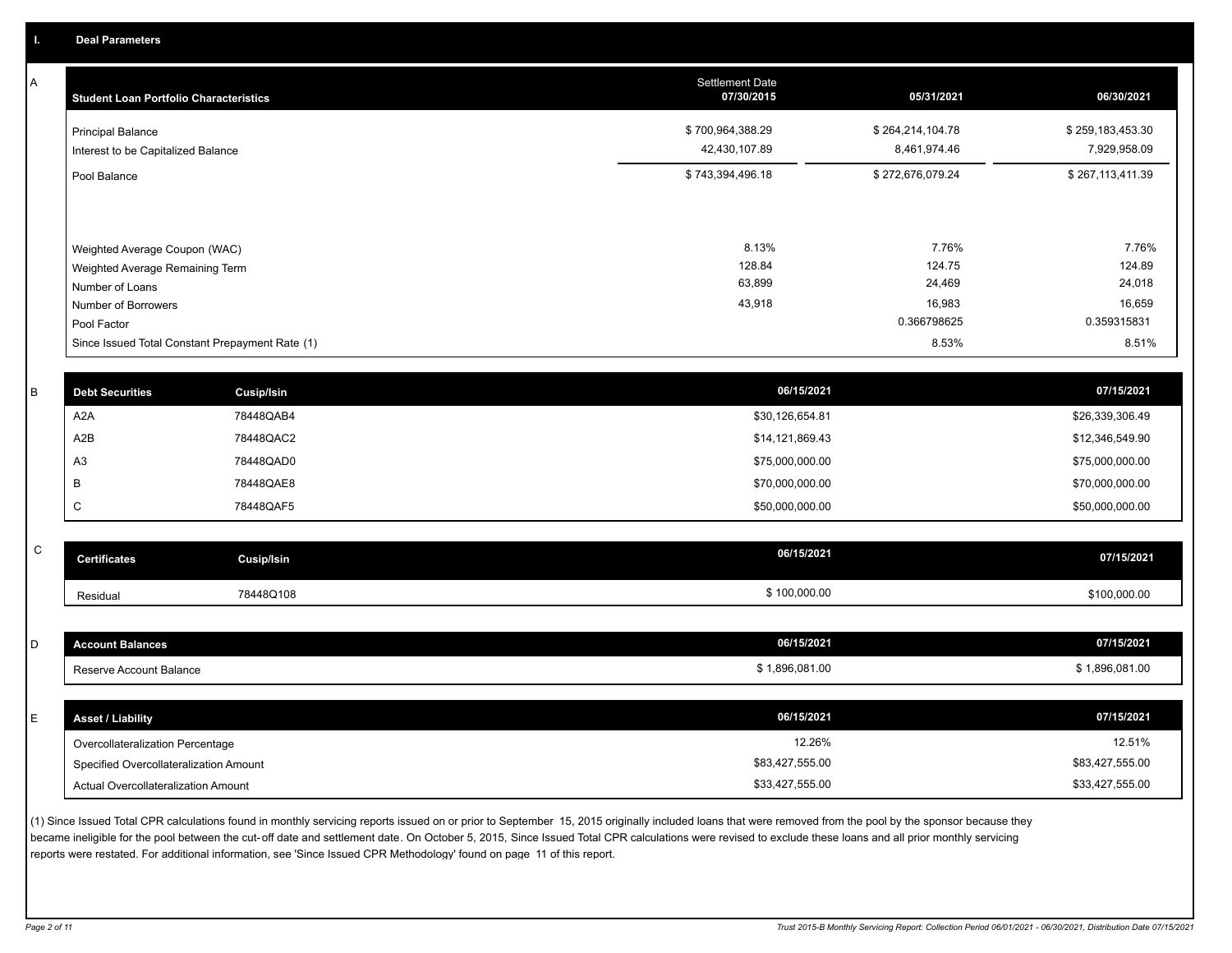## I. Deal Parameters

### A

| Student Loan Portfolio Characteristics | Settlement Date 07/30/2015 | 05/31/2021 | 06/30/2021 |
|---|---|---|---|
| Principal Balance | $ 700,964,388.29 | $ 264,214,104.78 | $ 259,183,453.30 |
| Interest to be Capitalized Balance | 42,430,107.89 | 8,461,974.46 | 7,929,958.09 |
| Pool Balance | $ 743,394,496.18 | $ 272,676,079.24 | $ 267,113,411.39 |
| Weighted Average Coupon (WAC) | 8.13% | 7.76% | 7.76% |
| Weighted Average Remaining Term | 128.84 | 124.75 | 124.89 |
| Number of Loans | 63,899 | 24,469 | 24,018 |
| Number of Borrowers | 43,918 | 16,983 | 16,659 |
| Pool Factor | | 0.366798625 | 0.359315831 |
| Since Issued Total Constant Prepayment Rate (1) | | 8.53% | 8.51% |

### B

| Debt Securities | Cusip/Isin | 06/15/2021 | 07/15/2021 |
|---|---|---|---|
| A2A | 78448QAB4 | $30,126,654.81 | $26,339,306.49 |
| A2B | 78448QAC2 | $14,121,869.43 | $12,346,549.90 |
| A3 | 78448QAD0 | $75,000,000.00 | $75,000,000.00 |
| B | 78448QAE8 | $70,000,000.00 | $70,000,000.00 |
| C | 78448QAF5 | $50,000,000.00 | $50,000,000.00 |

### C

| Certificates | Cusip/Isin | 06/15/2021 | 07/15/2021 |
|---|---|---|---|
| Residual | 78448Q108 | $ 100,000.00 | $100,000.00 |

### D

| Account Balances | 06/15/2021 | 07/15/2021 |
|---|---|---|
| Reserve Account Balance | $ 1,896,081.00 | $ 1,896,081.00 |

### E

| Asset / Liability | 06/15/2021 | 07/15/2021 |
|---|---|---|
| Overcollateralization Percentage | 12.26% | 12.51% |
| Specified Overcollateralization Amount | $83,427,555.00 | $83,427,555.00 |
| Actual Overcollateralization Amount | $33,427,555.00 | $33,427,555.00 |

(1) Since Issued Total CPR calculations found in monthly servicing reports issued on or prior to September 15, 2015 originally included loans that were removed from the pool by the sponsor because they became ineligible for the pool between the cut-off date and settlement date. On October 5, 2015, Since Issued Total CPR calculations were revised to exclude these loans and all prior monthly servicing reports were restated. For additional information, see 'Since Issued CPR Methodology' found on page 11 of this report.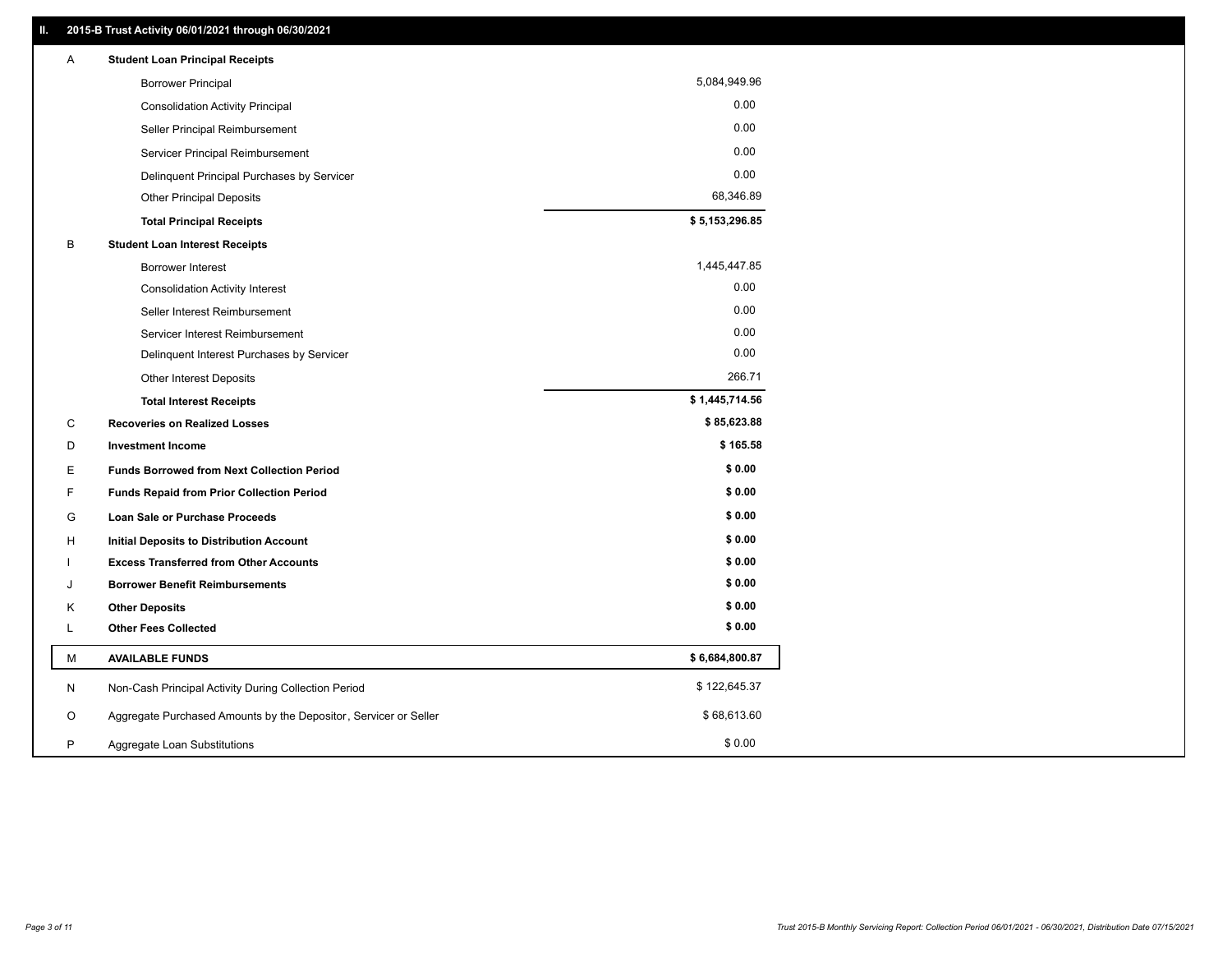## II. 2015-B Trust Activity 06/01/2021 through 06/30/2021

| | | |
|---|---|---|
| A | **Student Loan Principal Receipts** | |
| | Borrower Principal | 5,084,949.96 |
| | Consolidation Activity Principal | 0.00 |
| | Seller Principal Reimbursement | 0.00 |
| | Servicer Principal Reimbursement | 0.00 |
| | Delinquent Principal Purchases by Servicer | 0.00 |
| | Other Principal Deposits | 68,346.89 |
| | **Total Principal Receipts** | **$ 5,153,296.85** |
| B | **Student Loan Interest Receipts** | |
| | Borrower Interest | 1,445,447.85 |
| | Consolidation Activity Interest | 0.00 |
| | Seller Interest Reimbursement | 0.00 |
| | Servicer Interest Reimbursement | 0.00 |
| | Delinquent Interest Purchases by Servicer | 0.00 |
| | Other Interest Deposits | 266.71 |
| | **Total Interest Receipts** | **$ 1,445,714.56** |
| C | **Recoveries on Realized Losses** | **$ 85,623.88** |
| D | **Investment Income** | **$ 165.58** |
| E | **Funds Borrowed from Next Collection Period** | **$ 0.00** |
| F | **Funds Repaid from Prior Collection Period** | **$ 0.00** |
| G | **Loan Sale or Purchase Proceeds** | **$ 0.00** |
| H | **Initial Deposits to Distribution Account** | **$ 0.00** |
| I | **Excess Transferred from Other Accounts** | **$ 0.00** |
| J | **Borrower Benefit Reimbursements** | **$ 0.00** |
| K | **Other Deposits** | **$ 0.00** |
| L | **Other Fees Collected** | **$ 0.00** |
| M | **AVAILABLE FUNDS** | **$ 6,684,800.87** |
| N | Non-Cash Principal Activity During Collection Period | $ 122,645.37 |
| O | Aggregate Purchased Amounts by the Depositor, Servicer or Seller | $ 68,613.60 |
| P | Aggregate Loan Substitutions | $ 0.00 |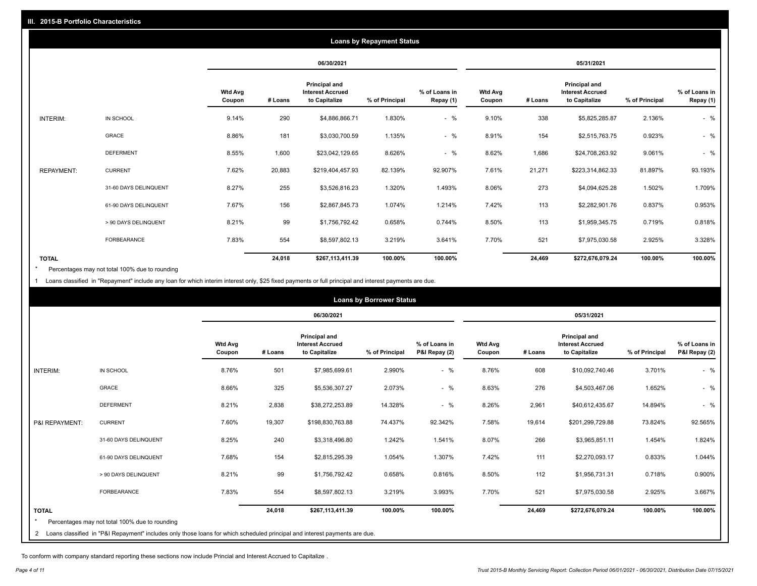## III. 2015-B Portfolio Characteristics

### Loans by Repayment Status

| | | 06/30/2021 | | | | | 05/31/2021 | | | | |
|---|---|---|---|---|---|---|---|---|---|---|---|
| | | Wtd Avg Coupon | # Loans | Principal and Interest Accrued to Capitalize | % of Principal | % of Loans in Repay (1) | Wtd Avg Coupon | # Loans | Principal and Interest Accrued to Capitalize | % of Principal | % of Loans in Repay (1) |
| INTERIM: | IN SCHOOL | 9.14% | 290 | $4,886,866.71 | 1.830% | - % | 9.10% | 338 | $5,825,285.87 | 2.136% | - % |
| | GRACE | 8.86% | 181 | $3,030,700.59 | 1.135% | - % | 8.91% | 154 | $2,515,763.75 | 0.923% | - % |
| | DEFERMENT | 8.55% | 1,600 | $23,042,129.65 | 8.626% | - % | 8.62% | 1,686 | $24,708,263.92 | 9.061% | - % |
| REPAYMENT: | CURRENT | 7.62% | 20,883 | $219,404,457.93 | 82.139% | 92.907% | 7.61% | 21,271 | $223,314,862.33 | 81.897% | 93.193% |
| | 31-60 DAYS DELINQUENT | 8.27% | 255 | $3,526,816.23 | 1.320% | 1.493% | 8.06% | 273 | $4,094,625.28 | 1.502% | 1.709% |
| | 61-90 DAYS DELINQUENT | 7.67% | 156 | $2,867,845.73 | 1.074% | 1.214% | 7.42% | 113 | $2,282,901.76 | 0.837% | 0.953% |
| | > 90 DAYS DELINQUENT | 8.21% | 99 | $1,756,792.42 | 0.658% | 0.744% | 8.50% | 113 | $1,959,345.75 | 0.719% | 0.818% |
| | FORBEARANCE | 7.83% | 554 | $8,597,802.13 | 3.219% | 3.641% | 7.70% | 521 | $7,975,030.58 | 2.925% | 3.328% |
| TOTAL | | | 24,018 | $267,113,411.39 | 100.00% | 100.00% | | 24,469 | $272,676,079.24 | 100.00% | 100.00% |

* Percentages may not total 100% due to rounding

1 Loans classified in "Repayment" include any loan for which interim interest only, $25 fixed payments or full principal and interest payments are due.

### Loans by Borrower Status

| | | 06/30/2021 | | | | | 05/31/2021 | | | | |
|---|---|---|---|---|---|---|---|---|---|---|---|
| | | Wtd Avg Coupon | # Loans | Principal and Interest Accrued to Capitalize | % of Principal | % of Loans in P&I Repay (2) | Wtd Avg Coupon | # Loans | Principal and Interest Accrued to Capitalize | % of Principal | % of Loans in P&I Repay (2) |
| INTERIM: | IN SCHOOL | 8.76% | 501 | $7,985,699.61 | 2.990% | - % | 8.76% | 608 | $10,092,740.46 | 3.701% | - % |
| | GRACE | 8.66% | 325 | $5,536,307.27 | 2.073% | - % | 8.63% | 276 | $4,503,467.06 | 1.652% | - % |
| | DEFERMENT | 8.21% | 2,838 | $38,272,253.89 | 14.328% | - % | 8.26% | 2,961 | $40,612,435.67 | 14.894% | - % |
| P&I REPAYMENT: | CURRENT | 7.60% | 19,307 | $198,830,763.88 | 74.437% | 92.342% | 7.58% | 19,614 | $201,299,729.88 | 73.824% | 92.565% |
| | 31-60 DAYS DELINQUENT | 8.25% | 240 | $3,318,496.80 | 1.242% | 1.541% | 8.07% | 266 | $3,965,851.11 | 1.454% | 1.824% |
| | 61-90 DAYS DELINQUENT | 7.68% | 154 | $2,815,295.39 | 1.054% | 1.307% | 7.42% | 111 | $2,270,093.17 | 0.833% | 1.044% |
| | > 90 DAYS DELINQUENT | 8.21% | 99 | $1,756,792.42 | 0.658% | 0.816% | 8.50% | 112 | $1,956,731.31 | 0.718% | 0.900% |
| | FORBEARANCE | 7.83% | 554 | $8,597,802.13 | 3.219% | 3.993% | 7.70% | 521 | $7,975,030.58 | 2.925% | 3.667% |
| TOTAL | | | 24,018 | $267,113,411.39 | 100.00% | 100.00% | | 24,469 | $272,676,079.24 | 100.00% | 100.00% |

* Percentages may not total 100% due to rounding

2 Loans classified in "P&I Repayment" includes only those loans for which scheduled principal and interest payments are due.

To conform with company standard reporting these sections now include Princial and Interest Accrued to Capitalize .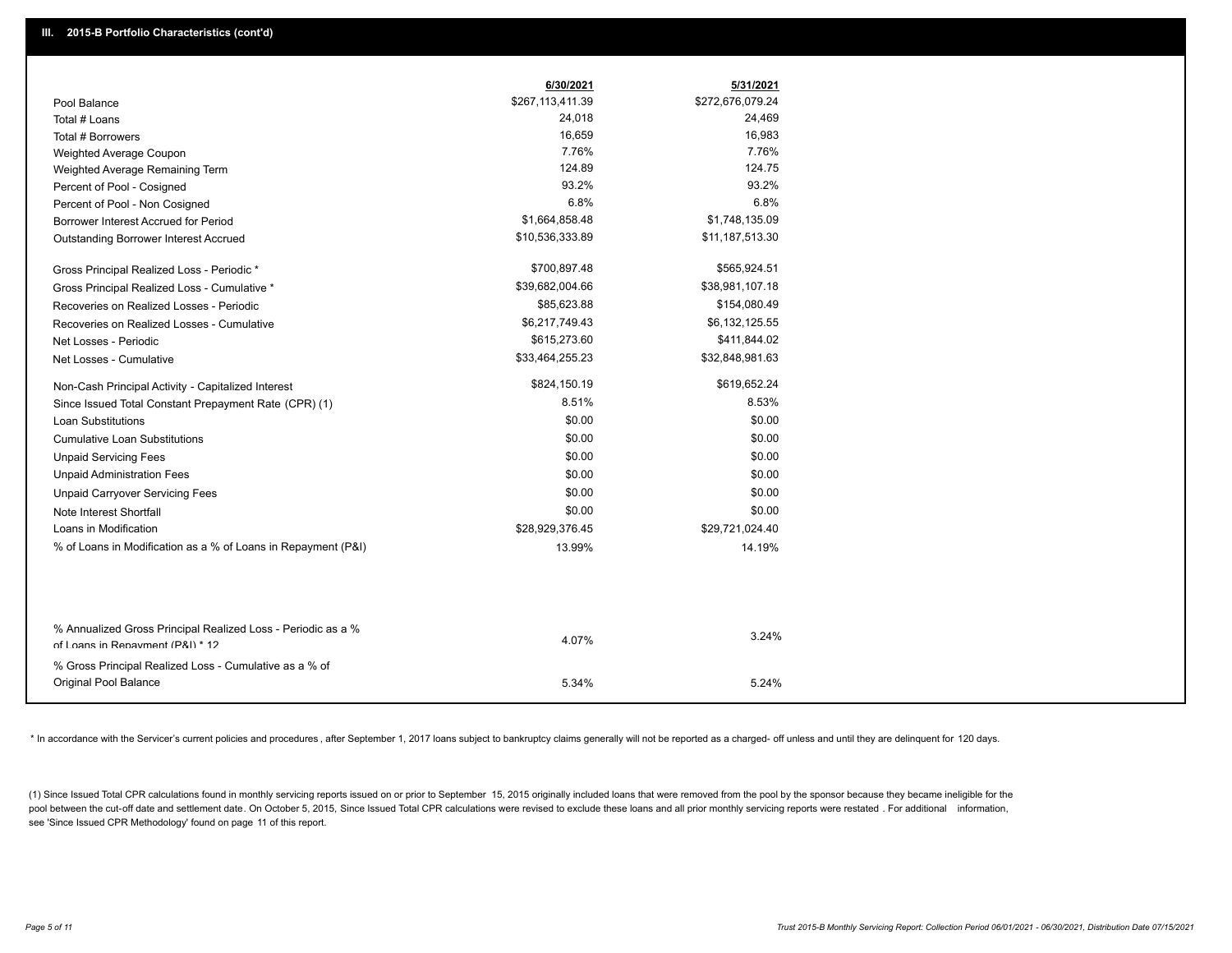## III. 2015-B Portfolio Characteristics (cont'd)

| | 6/30/2021 | 5/31/2021 |
|---|---|---|
| Pool Balance | $267,113,411.39 | $272,676,079.24 |
| Total # Loans | 24,018 | 24,469 |
| Total # Borrowers | 16,659 | 16,983 |
| Weighted Average Coupon | 7.76% | 7.76% |
| Weighted Average Remaining Term | 124.89 | 124.75 |
| Percent of Pool - Cosigned | 93.2% | 93.2% |
| Percent of Pool - Non Cosigned | 6.8% | 6.8% |
| Borrower Interest Accrued for Period | $1,664,858.48 | $1,748,135.09 |
| Outstanding Borrower Interest Accrued | $10,536,333.89 | $11,187,513.30 |
| Gross Principal Realized Loss - Periodic * | $700,897.48 | $565,924.51 |
| Gross Principal Realized Loss - Cumulative * | $39,682,004.66 | $38,981,107.18 |
| Recoveries on Realized Losses - Periodic | $85,623.88 | $154,080.49 |
| Recoveries on Realized Losses - Cumulative | $6,217,749.43 | $6,132,125.55 |
| Net Losses - Periodic | $615,273.60 | $411,844.02 |
| Net Losses - Cumulative | $33,464,255.23 | $32,848,981.63 |
| Non-Cash Principal Activity - Capitalized Interest | $824,150.19 | $619,652.24 |
| Since Issued Total Constant Prepayment Rate (CPR) (1) | 8.51% | 8.53% |
| Loan Substitutions | $0.00 | $0.00 |
| Cumulative Loan Substitutions | $0.00 | $0.00 |
| Unpaid Servicing Fees | $0.00 | $0.00 |
| Unpaid Administration Fees | $0.00 | $0.00 |
| Unpaid Carryover Servicing Fees | $0.00 | $0.00 |
| Note Interest Shortfall | $0.00 | $0.00 |
| Loans in Modification | $28,929,376.45 | $29,721,024.40 |
| % of Loans in Modification as a % of Loans in Repayment (P&I) | 13.99% | 14.19% |
| % Annualized Gross Principal Realized Loss - Periodic as a % of Loans in Repayment (P&I) * 12 | 4.07% | 3.24% |
| % Gross Principal Realized Loss - Cumulative as a % of Original Pool Balance | 5.34% | 5.24% |

* In accordance with the Servicer's current policies and procedures, after September 1, 2017 loans subject to bankruptcy claims generally will not be reported as a charged- off unless and until they are delinquent for 120 days.

(1) Since Issued Total CPR calculations found in monthly servicing reports issued on or prior to September 15, 2015 originally included loans that were removed from the pool by the sponsor because they became ineligible for the pool between the cut-off date and settlement date. On October 5, 2015, Since Issued Total CPR calculations were revised to exclude these loans and all prior monthly servicing reports were restated . For additional information, see 'Since Issued CPR Methodology' found on page 11 of this report.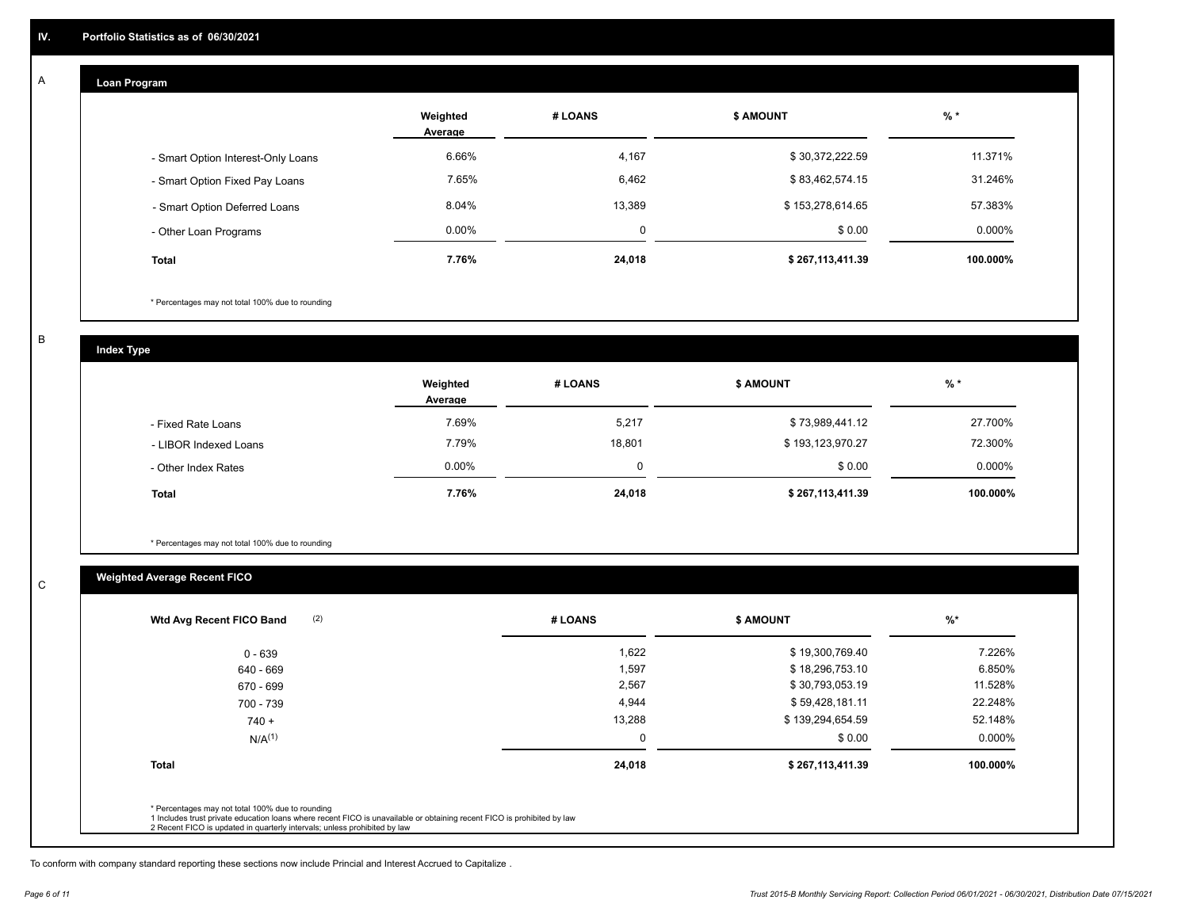## IV. Portfolio Statistics as of 06/30/2021

### A. Loan Program

| | Weighted Average | # LOANS | $ AMOUNT | % * |
|---|---|---|---|---|
| - Smart Option Interest-Only Loans | 6.66% | 4,167 | $ 30,372,222.59 | 11.371% |
| - Smart Option Fixed Pay Loans | 7.65% | 6,462 | $ 83,462,574.15 | 31.246% |
| - Smart Option Deferred Loans | 8.04% | 13,389 | $ 153,278,614.65 | 57.383% |
| - Other Loan Programs | 0.00% | 0 | $ 0.00 | 0.000% |
| **Total** | **7.76%** | **24,018** | **$ 267,113,411.39** | **100.000%** |

\* Percentages may not total 100% due to rounding

### B. Index Type

| | Weighted Average | # LOANS | $ AMOUNT | % * |
|---|---|---|---|---|
| - Fixed Rate Loans | 7.69% | 5,217 | $ 73,989,441.12 | 27.700% |
| - LIBOR Indexed Loans | 7.79% | 18,801 | $ 193,123,970.27 | 72.300% |
| - Other Index Rates | 0.00% | 0 | $ 0.00 | 0.000% |
| **Total** | **7.76%** | **24,018** | **$ 267,113,411.39** | **100.000%** |

\* Percentages may not total 100% due to rounding

### C. Weighted Average Recent FICO

| Wtd Avg Recent FICO Band (2) | # LOANS | $ AMOUNT | %* |
|---|---|---|---|
| 0 - 639 | 1,622 | $ 19,300,769.40 | 7.226% |
| 640 - 669 | 1,597 | $ 18,296,753.10 | 6.850% |
| 670 - 699 | 2,567 | $ 30,793,053.19 | 11.528% |
| 700 - 739 | 4,944 | $ 59,428,181.11 | 22.248% |
| 740 + | 13,288 | $ 139,294,654.59 | 52.148% |
| N/A(1) | 0 | $ 0.00 | 0.000% |
| **Total** | **24,018** | **$ 267,113,411.39** | **100.000%** |

\* Percentages may not total 100% due to rounding
1 Includes trust private education loans where recent FICO is unavailable or obtaining recent FICO is prohibited by law
2 Recent FICO is updated in quarterly intervals; unless prohibited by law

To conform with company standard reporting these sections now include Princial and Interest Accrued to Capitalize .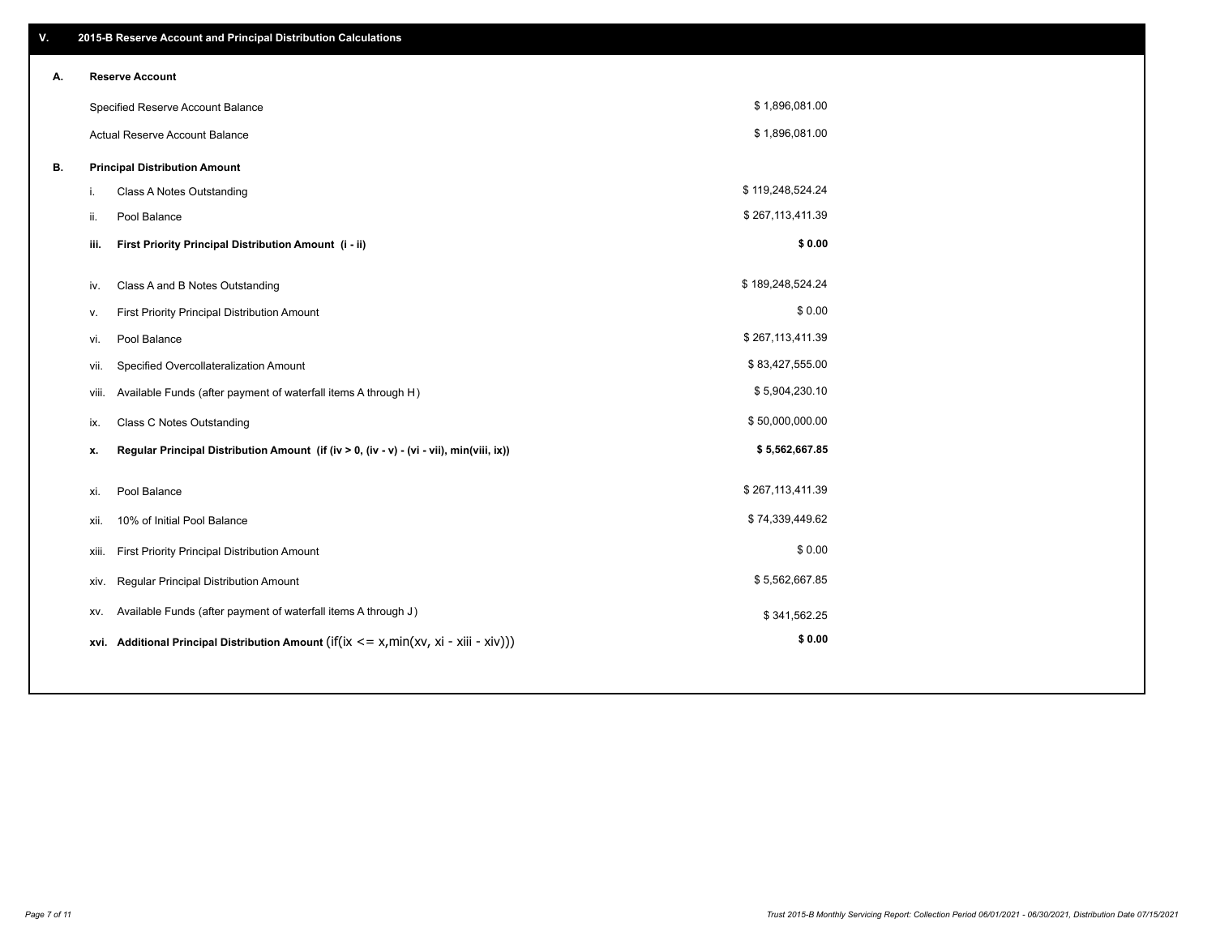## V. 2015-B Reserve Account and Principal Distribution Calculations

### A. Reserve Account

| | | |
|---|---|---|
| | Specified Reserve Account Balance | $ 1,896,081.00 |
| | Actual Reserve Account Balance | $ 1,896,081.00 |

### B. Principal Distribution Amount

| | | |
|---|---|---|
| i. | Class A Notes Outstanding | $ 119,248,524.24 |
| ii. | Pool Balance | $ 267,113,411.39 |
| **iii.** | **First Priority Principal Distribution Amount (i - ii)** | **$ 0.00** |
| iv. | Class A and B Notes Outstanding | $ 189,248,524.24 |
| v. | First Priority Principal Distribution Amount | $ 0.00 |
| vi. | Pool Balance | $ 267,113,411.39 |
| vii. | Specified Overcollateralization Amount | $ 83,427,555.00 |
| viii. | Available Funds (after payment of waterfall items A through H) | $ 5,904,230.10 |
| ix. | Class C Notes Outstanding | $ 50,000,000.00 |
| **x.** | **Regular Principal Distribution Amount (if (iv > 0, (iv - v) - (vi - vii), min(viii, ix))** | **$ 5,562,667.85** |
| xi. | Pool Balance | $ 267,113,411.39 |
| xii. | 10% of Initial Pool Balance | $ 74,339,449.62 |
| xiii. | First Priority Principal Distribution Amount | $ 0.00 |
| xiv. | Regular Principal Distribution Amount | $ 5,562,667.85 |
| xv. | Available Funds (after payment of waterfall items A through J) | $ 341,562.25 |
| **xvi.** | **Additional Principal Distribution Amount** (if(ix <= x,min(xv, xi - xiii - xiv))) | **$ 0.00** |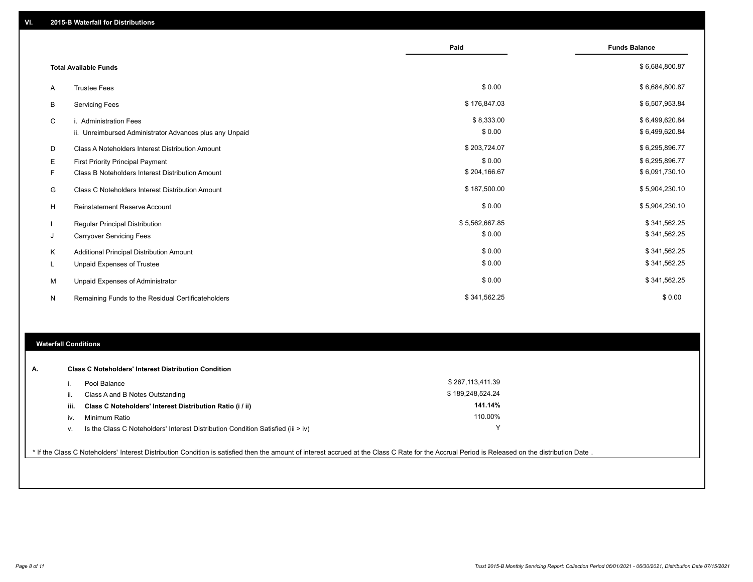## VI. 2015-B Waterfall for Distributions

| | | Paid | Funds Balance |
|---|---|---|---|
| | **Total Available Funds** | | $ 6,684,800.87 |
| A | Trustee Fees | $ 0.00 | $ 6,684,800.87 |
| B | Servicing Fees | $ 176,847.03 | $ 6,507,953.84 |
| C | i. Administration Fees | $ 8,333.00 | $ 6,499,620.84 |
| | ii. Unreimbursed Administrator Advances plus any Unpaid | $ 0.00 | $ 6,499,620.84 |
| D | Class A Noteholders Interest Distribution Amount | $ 203,724.07 | $ 6,295,896.77 |
| E | First Priority Principal Payment | $ 0.00 | $ 6,295,896.77 |
| F | Class B Noteholders Interest Distribution Amount | $ 204,166.67 | $ 6,091,730.10 |
| G | Class C Noteholders Interest Distribution Amount | $ 187,500.00 | $ 5,904,230.10 |
| H | Reinstatement Reserve Account | $ 0.00 | $ 5,904,230.10 |
| I | Regular Principal Distribution | $ 5,562,667.85 | $ 341,562.25 |
| J | Carryover Servicing Fees | $ 0.00 | $ 341,562.25 |
| K | Additional Principal Distribution Amount | $ 0.00 | $ 341,562.25 |
| L | Unpaid Expenses of Trustee | $ 0.00 | $ 341,562.25 |
| M | Unpaid Expenses of Administrator | $ 0.00 | $ 341,562.25 |
| N | Remaining Funds to the Residual Certificateholders | $ 341,562.25 | $ 0.00 |

### Waterfall Conditions

**A. Class C Noteholders' Interest Distribution Condition**

| | | |
|---|---|---|
| i. | Pool Balance | $ 267,113,411.39 |
| ii. | Class A and B Notes Outstanding | $ 189,248,524.24 |
| **iii.** | **Class C Noteholders' Interest Distribution Ratio (i / ii)** | **141.14%** |
| iv. | Minimum Ratio | 110.00% |
| v. | Is the Class C Noteholders' Interest Distribution Condition Satisfied (iii > iv) | Y |

* If the Class C Noteholders' Interest Distribution Condition is satisfied then the amount of interest accrued at the Class C Rate for the Accrual Period is Released on the distribution Date .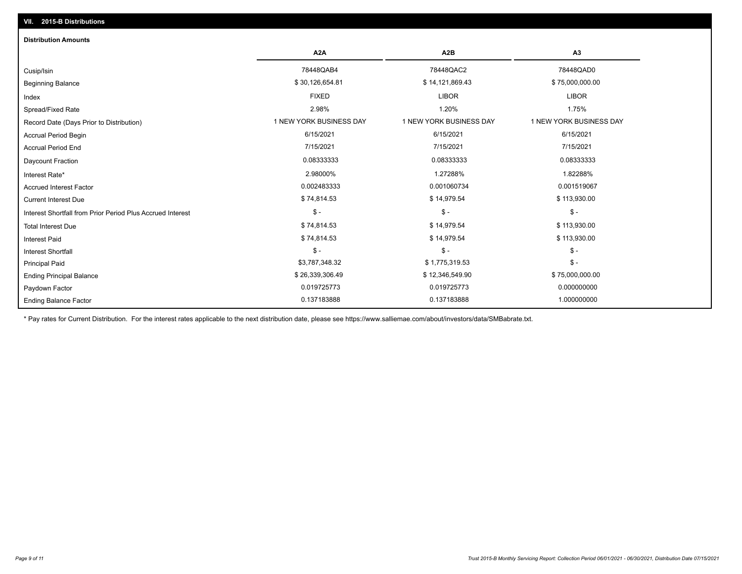## VII. 2015-B Distributions

### Distribution Amounts

| | A2A | A2B | A3 |
|---|---|---|---|
| Cusip/Isin | 78448QAB4 | 78448QAC2 | 78448QAD0 |
| Beginning Balance | $ 30,126,654.81 | $ 14,121,869.43 | $ 75,000,000.00 |
| Index | FIXED | LIBOR | LIBOR |
| Spread/Fixed Rate | 2.98% | 1.20% | 1.75% |
| Record Date (Days Prior to Distribution) | 1 NEW YORK BUSINESS DAY | 1 NEW YORK BUSINESS DAY | 1 NEW YORK BUSINESS DAY |
| Accrual Period Begin | 6/15/2021 | 6/15/2021 | 6/15/2021 |
| Accrual Period End | 7/15/2021 | 7/15/2021 | 7/15/2021 |
| Daycount Fraction | 0.08333333 | 0.08333333 | 0.08333333 |
| Interest Rate* | 2.98000% | 1.27288% | 1.82288% |
| Accrued Interest Factor | 0.002483333 | 0.001060734 | 0.001519067 |
| Current Interest Due | $ 74,814.53 | $ 14,979.54 | $ 113,930.00 |
| Interest Shortfall from Prior Period Plus Accrued Interest | $ - | $ - | $ - |
| Total Interest Due | $ 74,814.53 | $ 14,979.54 | $ 113,930.00 |
| Interest Paid | $ 74,814.53 | $ 14,979.54 | $ 113,930.00 |
| Interest Shortfall | $ - | $ - | $ - |
| Principal Paid | $3,787,348.32 | $ 1,775,319.53 | $ - |
| Ending Principal Balance | $ 26,339,306.49 | $ 12,346,549.90 | $ 75,000,000.00 |
| Paydown Factor | 0.019725773 | 0.019725773 | 0.000000000 |
| Ending Balance Factor | 0.137183888 | 0.137183888 | 1.000000000 |

* Pay rates for Current Distribution. For the interest rates applicable to the next distribution date, please see https://www.salliemae.com/about/investors/data/SMBabrate.txt.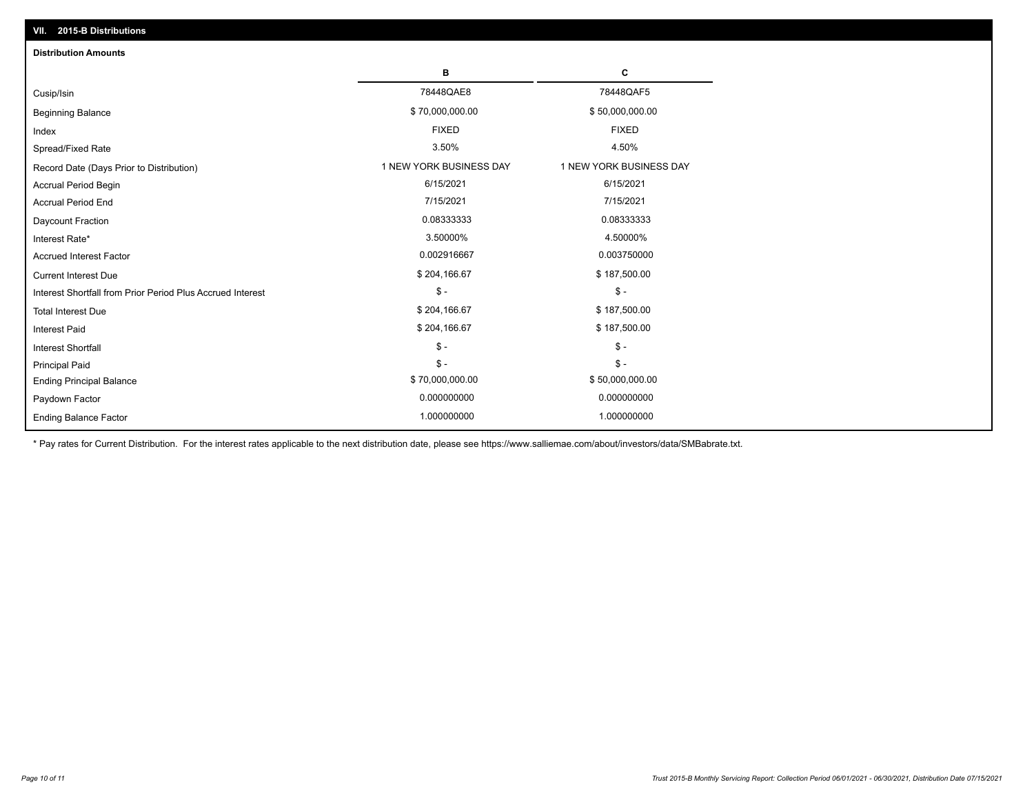## VII. 2015-B Distributions

### Distribution Amounts

| | B | C |
|---|---|---|
| Cusip/Isin | 78448QAE8 | 78448QAF5 |
| Beginning Balance | $ 70,000,000.00 | $ 50,000,000.00 |
| Index | FIXED | FIXED |
| Spread/Fixed Rate | 3.50% | 4.50% |
| Record Date (Days Prior to Distribution) | 1 NEW YORK BUSINESS DAY | 1 NEW YORK BUSINESS DAY |
| Accrual Period Begin | 6/15/2021 | 6/15/2021 |
| Accrual Period End | 7/15/2021 | 7/15/2021 |
| Daycount Fraction | 0.08333333 | 0.08333333 |
| Interest Rate* | 3.50000% | 4.50000% |
| Accrued Interest Factor | 0.002916667 | 0.003750000 |
| Current Interest Due | $ 204,166.67 | $ 187,500.00 |
| Interest Shortfall from Prior Period Plus Accrued Interest | $ - | $ - |
| Total Interest Due | $ 204,166.67 | $ 187,500.00 |
| Interest Paid | $ 204,166.67 | $ 187,500.00 |
| Interest Shortfall | $ - | $ - |
| Principal Paid | $ - | $ - |
| Ending Principal Balance | $ 70,000,000.00 | $ 50,000,000.00 |
| Paydown Factor | 0.000000000 | 0.000000000 |
| Ending Balance Factor | 1.000000000 | 1.000000000 |

* Pay rates for Current Distribution. For the interest rates applicable to the next distribution date, please see https://www.salliemae.com/about/investors/data/SMBabrate.txt.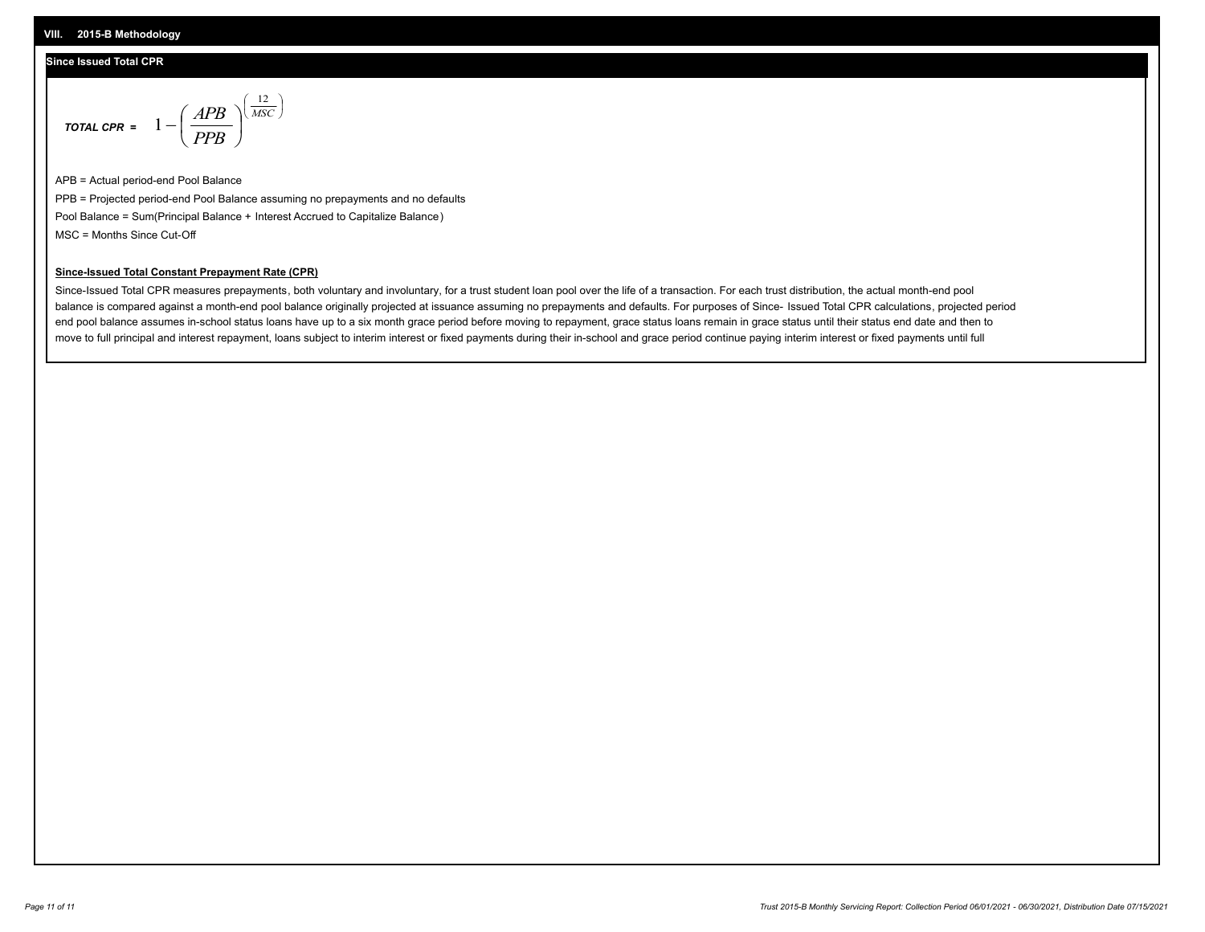## VIII. 2015-B Methodology

### Since Issued Total CPR

$$\textit{TOTAL CPR} = 1 - \left( \frac{APB}{PPB} \right)^{\left( \frac{12}{MSC} \right)}$$

APB = Actual period-end Pool Balance

PPB = Projected period-end Pool Balance assuming no prepayments and no defaults

Pool Balance = Sum(Principal Balance + Interest Accrued to Capitalize Balance)

MSC = Months Since Cut-Off

**Since-Issued Total Constant Prepayment Rate (CPR)**

Since-Issued Total CPR measures prepayments, both voluntary and involuntary, for a trust student loan pool over the life of a transaction. For each trust distribution, the actual month-end pool balance is compared against a month-end pool balance originally projected at issuance assuming no prepayments and defaults. For purposes of Since- Issued Total CPR calculations, projected period end pool balance assumes in-school status loans have up to a six month grace period before moving to repayment, grace status loans remain in grace status until their status end date and then to move to full principal and interest repayment, loans subject to interim interest or fixed payments during their in-school and grace period continue paying interim interest or fixed payments until full